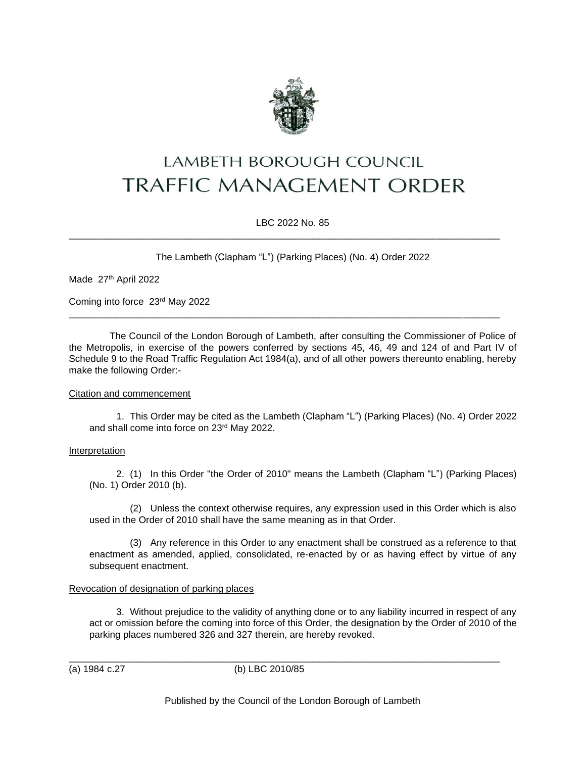# LAMBETH BOROUGH COUNCIL
# TRAFFIC MANAGEMENT ORDER

LBC 2022 No. 85

---

The Lambeth (Clapham "L") (Parking Places) (No. 4) Order 2022

Made 27th April 2022

Coming into force 23rd May 2022

---

The Council of the London Borough of Lambeth, after consulting the Commissioner of Police of the Metropolis, in exercise of the powers conferred by sections 45, 46, 49 and 124 of and Part IV of Schedule 9 to the Road Traffic Regulation Act 1984(a), and of all other powers thereunto enabling, hereby make the following Order:-

Citation and commencement

1. This Order may be cited as the Lambeth (Clapham "L") (Parking Places) (No. 4) Order 2022 and shall come into force on 23rd May 2022.

Interpretation

2. (1) In this Order "the Order of 2010" means the Lambeth (Clapham "L") (Parking Places) (No. 1) Order 2010 (b).

(2) Unless the context otherwise requires, any expression used in this Order which is also used in the Order of 2010 shall have the same meaning as in that Order.

(3) Any reference in this Order to any enactment shall be construed as a reference to that enactment as amended, applied, consolidated, re-enacted by or as having effect by virtue of any subsequent enactment.

Revocation of designation of parking places

3. Without prejudice to the validity of anything done or to any liability incurred in respect of any act or omission before the coming into force of this Order, the designation by the Order of 2010 of the parking places numbered 326 and 327 therein, are hereby revoked.

---

(a) 1984 c.27 (b) LBC 2010/85

Published by the Council of the London Borough of Lambeth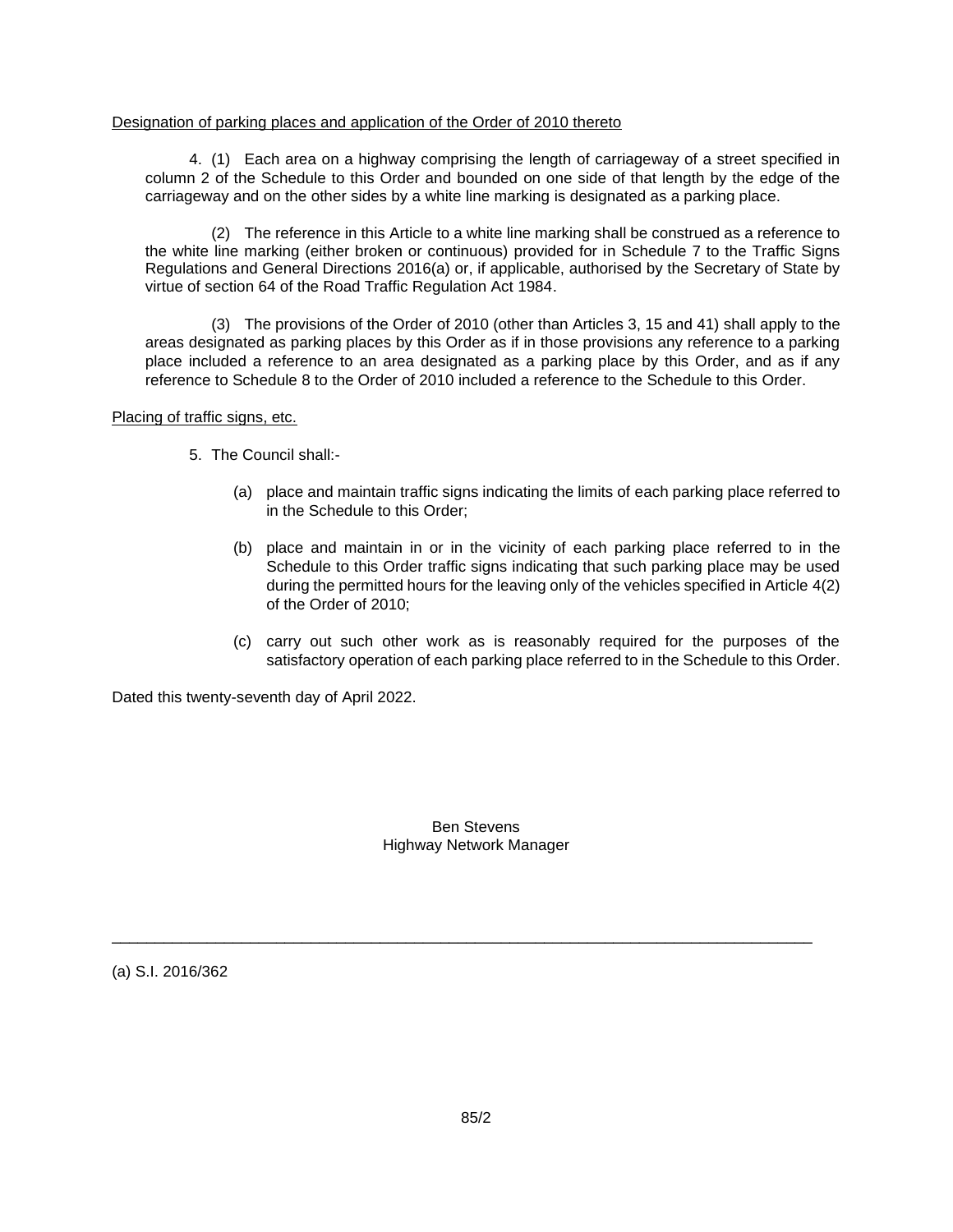Designation of parking places and application of the Order of 2010 thereto

4. (1) Each area on a highway comprising the length of carriageway of a street specified in column 2 of the Schedule to this Order and bounded on one side of that length by the edge of the carriageway and on the other sides by a white line marking is designated as a parking place.

(2) The reference in this Article to a white line marking shall be construed as a reference to the white line marking (either broken or continuous) provided for in Schedule 7 to the Traffic Signs Regulations and General Directions 2016(a) or, if applicable, authorised by the Secretary of State by virtue of section 64 of the Road Traffic Regulation Act 1984.

(3) The provisions of the Order of 2010 (other than Articles 3, 15 and 41) shall apply to the areas designated as parking places by this Order as if in those provisions any reference to a parking place included a reference to an area designated as a parking place by this Order, and as if any reference to Schedule 8 to the Order of 2010 included a reference to the Schedule to this Order.

Placing of traffic signs, etc.

5. The Council shall:-

(a) place and maintain traffic signs indicating the limits of each parking place referred to in the Schedule to this Order;

(b) place and maintain in or in the vicinity of each parking place referred to in the Schedule to this Order traffic signs indicating that such parking place may be used during the permitted hours for the leaving only of the vehicles specified in Article 4(2) of the Order of 2010;

(c) carry out such other work as is reasonably required for the purposes of the satisfactory operation of each parking place referred to in the Schedule to this Order.

Dated this twenty-seventh day of April 2022.

Ben Stevens
Highway Network Manager

---

(a) S.I. 2016/362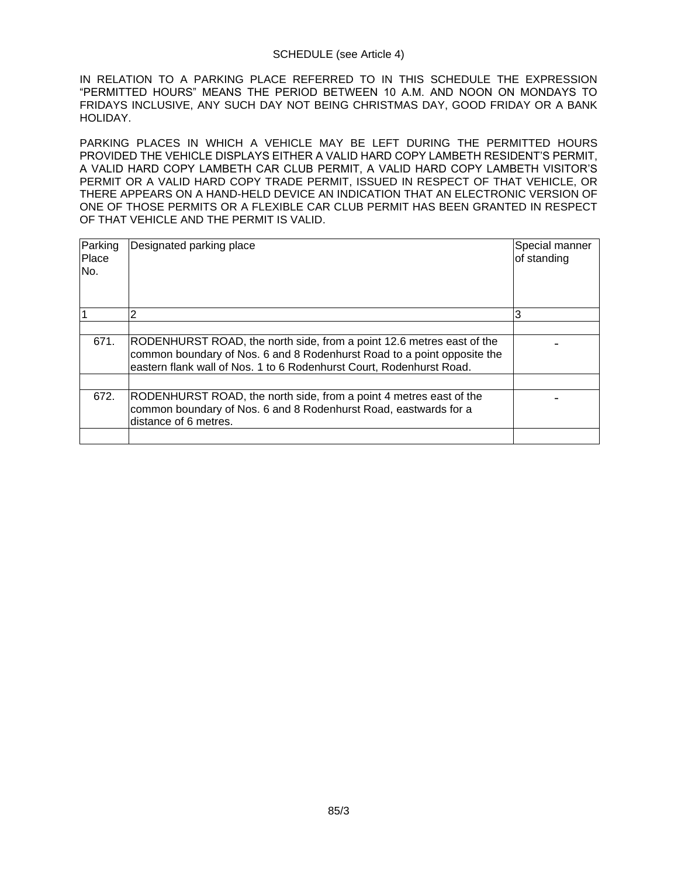SCHEDULE (see Article 4)

IN RELATION TO A PARKING PLACE REFERRED TO IN THIS SCHEDULE THE EXPRESSION "PERMITTED HOURS" MEANS THE PERIOD BETWEEN 10 A.M. AND NOON ON MONDAYS TO FRIDAYS INCLUSIVE, ANY SUCH DAY NOT BEING CHRISTMAS DAY, GOOD FRIDAY OR A BANK HOLIDAY.

PARKING PLACES IN WHICH A VEHICLE MAY BE LEFT DURING THE PERMITTED HOURS PROVIDED THE VEHICLE DISPLAYS EITHER A VALID HARD COPY LAMBETH RESIDENT'S PERMIT, A VALID HARD COPY LAMBETH CAR CLUB PERMIT, A VALID HARD COPY LAMBETH VISITOR'S PERMIT OR A VALID HARD COPY TRADE PERMIT, ISSUED IN RESPECT OF THAT VEHICLE, OR THERE APPEARS ON A HAND-HELD DEVICE AN INDICATION THAT AN ELECTRONIC VERSION OF ONE OF THOSE PERMITS OR A FLEXIBLE CAR CLUB PERMIT HAS BEEN GRANTED IN RESPECT OF THAT VEHICLE AND THE PERMIT IS VALID.

| Parking Place No. | Designated parking place | Special manner of standing |
|---|---|---|
| 1 | 2 | 3 |
| | | |
| 671. | RODENHURST ROAD, the north side, from a point 12.6 metres east of the common boundary of Nos. 6 and 8 Rodenhurst Road to a point opposite the eastern flank wall of Nos. 1 to 6 Rodenhurst Court, Rodenhurst Road. | - |
| | | |
| 672. | RODENHURST ROAD, the north side, from a point 4 metres east of the common boundary of Nos. 6 and 8 Rodenhurst Road, eastwards for a distance of 6 metres. | - |
| | | |